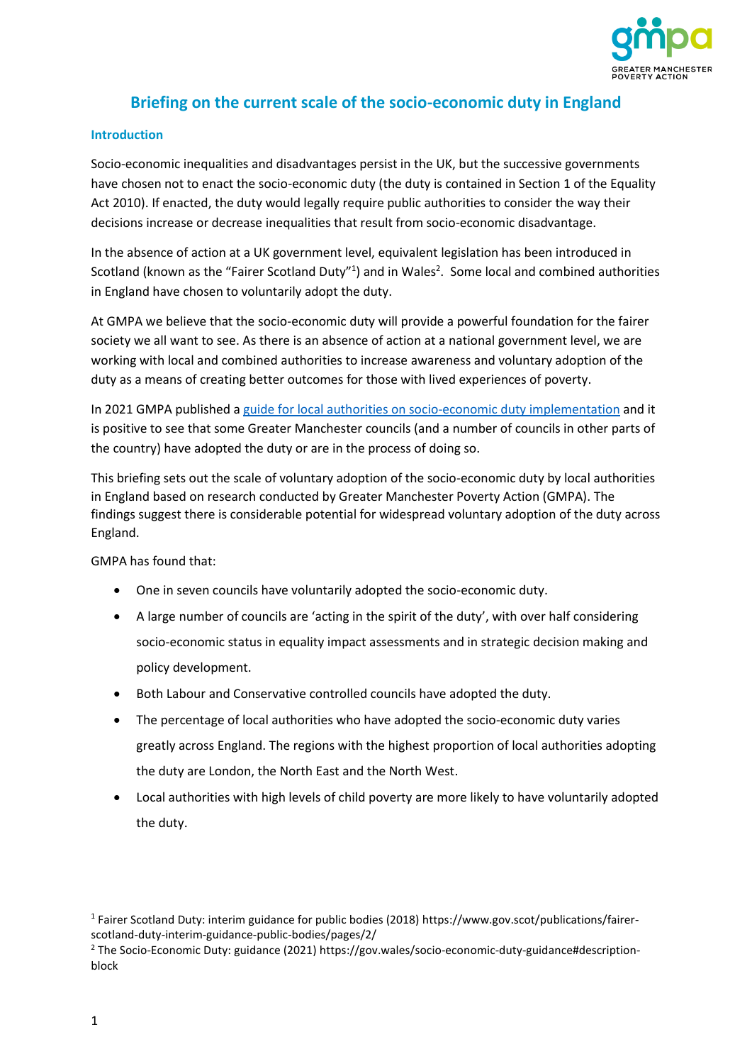# Briefing on the current scale of the socio-economic duty in England

## Introduction

Socio-economic inequalities and disadvantages persist in the UK, but the successive governments have chosen not to enact the socio-economic duty (the duty is contained in Section 1 of the Equality Act 2010). If enacted, the duty would legally require public authorities to consider the way their decisions increase or decrease inequalities that result from socio-economic disadvantage.

In the absence of action at a UK government level, equivalent legislation has been introduced in Scotland (known as the "Fairer Scotland Duty"[1]) and in Wales[2]. Some local and combined authorities in England have chosen to voluntarily adopt the duty.

At GMPA we believe that the socio-economic duty will provide a powerful foundation for the fairer society we all want to see. As there is an absence of action at a national government level, we are working with local and combined authorities to increase awareness and voluntary adoption of the duty as a means of creating better outcomes for those with lived experiences of poverty.

In 2021 GMPA published a [guide for local authorities on socio-economic duty implementation]() and it is positive to see that some Greater Manchester councils (and a number of councils in other parts of the country) have adopted the duty or are in the process of doing so.

This briefing sets out the scale of voluntary adoption of the socio-economic duty by local authorities in England based on research conducted by Greater Manchester Poverty Action (GMPA). The findings suggest there is considerable potential for widespread voluntary adoption of the duty across England.

GMPA has found that:

- One in seven councils have voluntarily adopted the socio-economic duty.
- A large number of councils are 'acting in the spirit of the duty', with over half considering socio-economic status in equality impact assessments and in strategic decision making and policy development.
- Both Labour and Conservative controlled councils have adopted the duty.
- The percentage of local authorities who have adopted the socio-economic duty varies greatly across England. The regions with the highest proportion of local authorities adopting the duty are London, the North East and the North West.
- Local authorities with high levels of child poverty are more likely to have voluntarily adopted the duty.

[1] Fairer Scotland Duty: interim guidance for public bodies (2018) https://www.gov.scot/publications/fairer-scotland-duty-interim-guidance-public-bodies/pages/2/

[2] The Socio-Economic Duty: guidance (2021) https://gov.wales/socio-economic-duty-guidance#description-block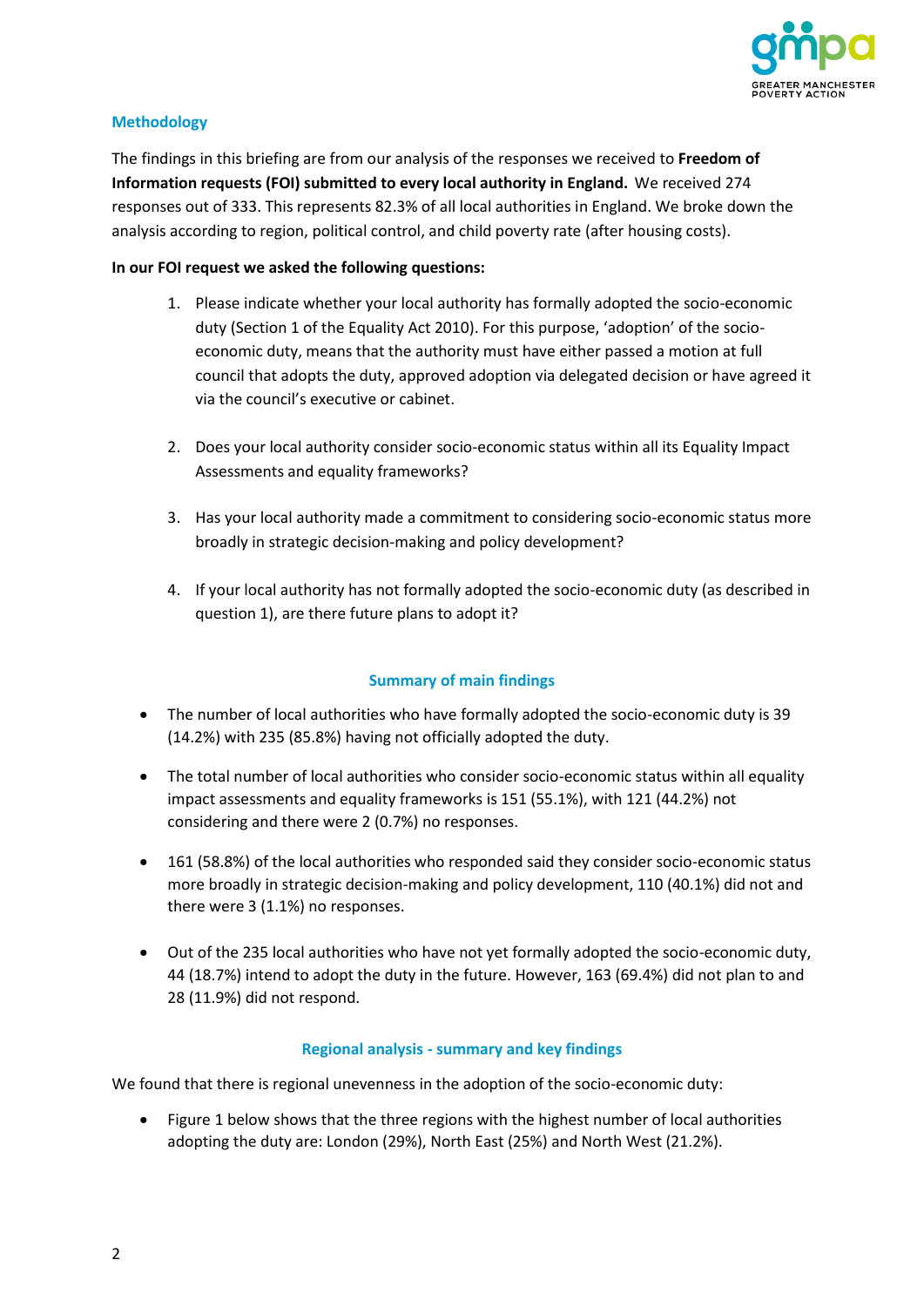## Methodology

The findings in this briefing are from our analysis of the responses we received to **Freedom of Information requests (FOI) submitted to every local authority in England.** We received 274 responses out of 333. This represents 82.3% of all local authorities in England. We broke down the analysis according to region, political control, and child poverty rate (after housing costs).

**In our FOI request we asked the following questions:**

1. Please indicate whether your local authority has formally adopted the socio-economic duty (Section 1 of the Equality Act 2010). For this purpose, 'adoption' of the socio-economic duty, means that the authority must have either passed a motion at full council that adopts the duty, approved adoption via delegated decision or have agreed it via the council's executive or cabinet.

2. Does your local authority consider socio-economic status within all its Equality Impact Assessments and equality frameworks?

3. Has your local authority made a commitment to considering socio-economic status more broadly in strategic decision-making and policy development?

4. If your local authority has not formally adopted the socio-economic duty (as described in question 1), are there future plans to adopt it?

## Summary of main findings

- The number of local authorities who have formally adopted the socio-economic duty is 39 (14.2%) with 235 (85.8%) having not officially adopted the duty.

- The total number of local authorities who consider socio-economic status within all equality impact assessments and equality frameworks is 151 (55.1%), with 121 (44.2%) not considering and there were 2 (0.7%) no responses.

- 161 (58.8%) of the local authorities who responded said they consider socio-economic status more broadly in strategic decision-making and policy development, 110 (40.1%) did not and there were 3 (1.1%) no responses.

- Out of the 235 local authorities who have not yet formally adopted the socio-economic duty, 44 (18.7%) intend to adopt the duty in the future. However, 163 (69.4%) did not plan to and 28 (11.9%) did not respond.

## Regional analysis - summary and key findings

We found that there is regional unevenness in the adoption of the socio-economic duty:

- Figure 1 below shows that the three regions with the highest number of local authorities adopting the duty are: London (29%), North East (25%) and North West (21.2%).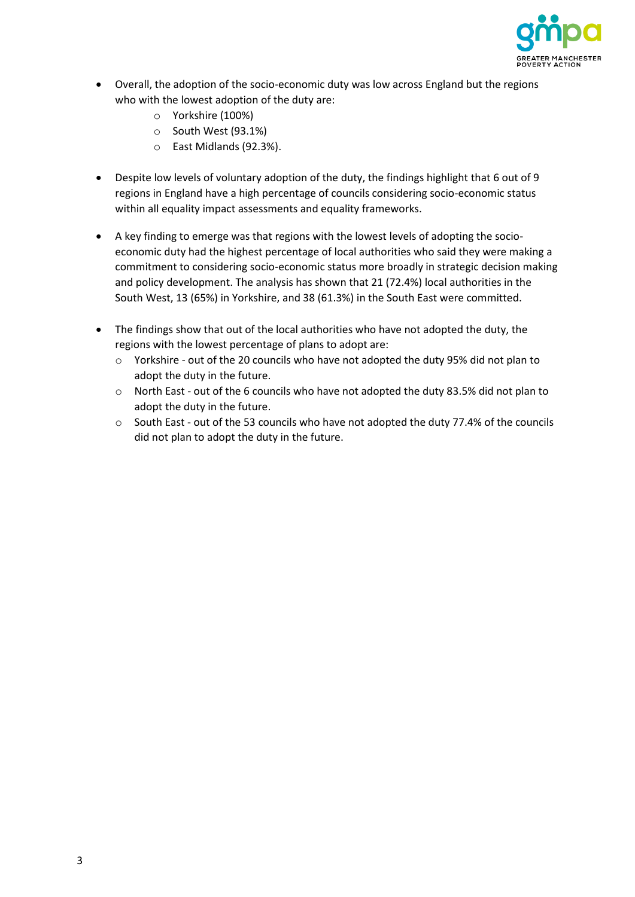- Overall, the adoption of the socio-economic duty was low across England but the regions who with the lowest adoption of the duty are:
    - Yorkshire (100%)
    - South West (93.1%)
    - East Midlands (92.3%).

- Despite low levels of voluntary adoption of the duty, the findings highlight that 6 out of 9 regions in England have a high percentage of councils considering socio-economic status within all equality impact assessments and equality frameworks.

- A key finding to emerge was that regions with the lowest levels of adopting the socio-economic duty had the highest percentage of local authorities who said they were making a commitment to considering socio-economic status more broadly in strategic decision making and policy development. The analysis has shown that 21 (72.4%) local authorities in the South West, 13 (65%) in Yorkshire, and 38 (61.3%) in the South East were committed.

- The findings show that out of the local authorities who have not adopted the duty, the regions with the lowest percentage of plans to adopt are:
    - Yorkshire - out of the 20 councils who have not adopted the duty 95% did not plan to adopt the duty in the future.
    - North East - out of the 6 councils who have not adopted the duty 83.5% did not plan to adopt the duty in the future.
    - South East - out of the 53 councils who have not adopted the duty 77.4% of the councils did not plan to adopt the duty in the future.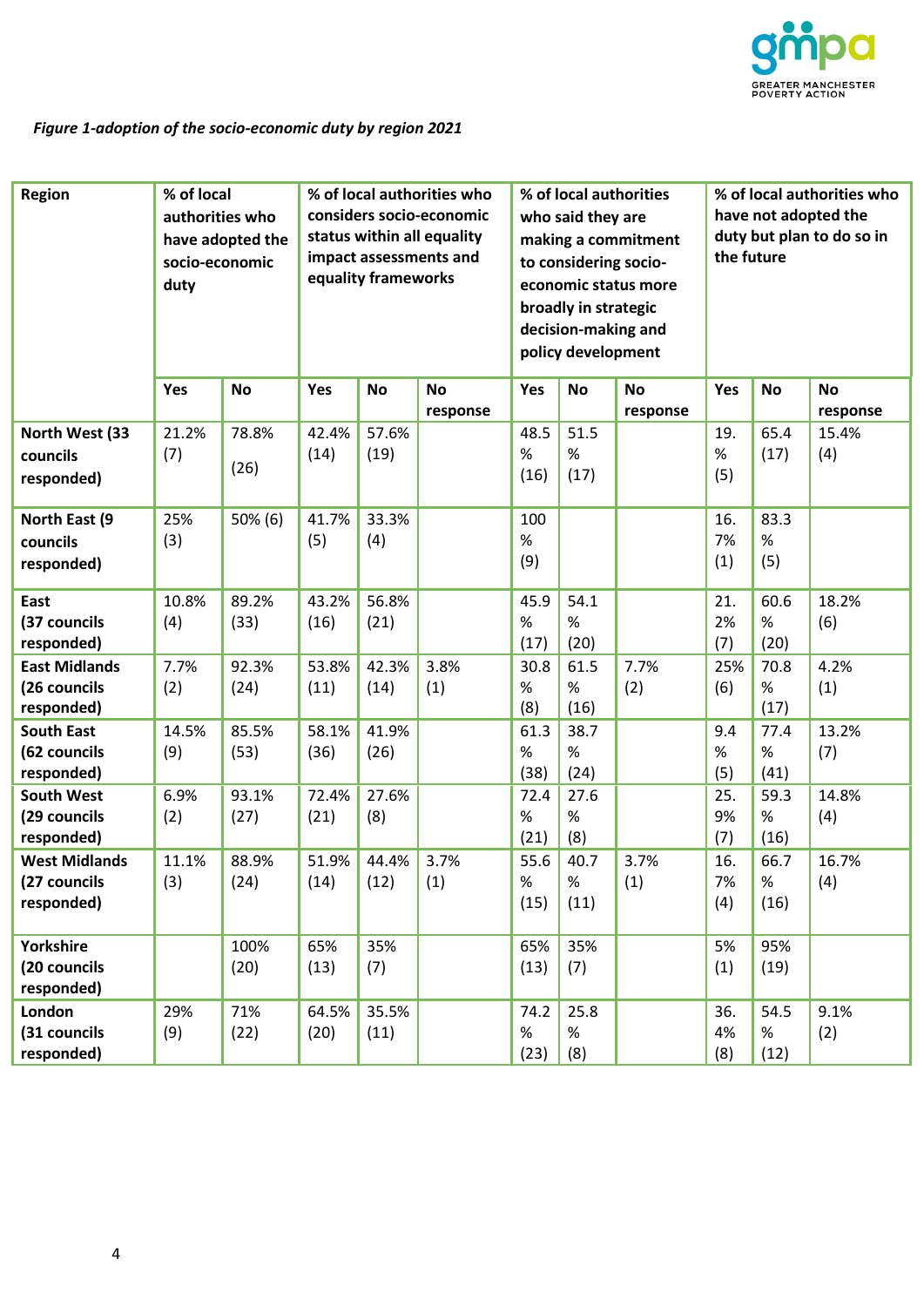*Figure 1-adoption of the socio-economic duty by region 2021*

| Region | % of local authorities who have adopted the socio-economic duty | | % of local authorities who considers socio-economic status within all equality impact assessments and equality frameworks | | | % of local authorities who said they are making a commitment to considering socio-economic status more broadly in strategic decision-making and policy development | | | % of local authorities who have not adopted the duty but plan to do so in the future | | |
|---|---|---|---|---|---|---|---|---|---|---|---|
| | **Yes** | **No** | **Yes** | **No** | **No response** | **Yes** | **No** | **No response** | **Yes** | **No** | **No response** |
| **North West (33 councils responded)** | 21.2% (7) | 78.8% (26) | 42.4% (14) | 57.6% (19) | | 48.5% (16) | 51.5% (17) | | 19.% (5) | 65.4 (17) | 15.4% (4) |
| **North East (9 councils responded)** | 25% (3) | 50% (6) | 41.7% (5) | 33.3% (4) | | 100% (9) | | | 16.7% (1) | 83.3% (5) | |
| **East (37 councils responded)** | 10.8% (4) | 89.2% (33) | 43.2% (16) | 56.8% (21) | | 45.9% (17) | 54.1% (20) | | 21.2% (7) | 60.6% (20) | 18.2% (6) |
| **East Midlands (26 councils responded)** | 7.7% (2) | 92.3% (24) | 53.8% (11) | 42.3% (14) | 3.8% (1) | 30.8% (8) | 61.5% (16) | 7.7% (2) | 25% (6) | 70.8% (17) | 4.2% (1) |
| **South East (62 councils responded)** | 14.5% (9) | 85.5% (53) | 58.1% (36) | 41.9% (26) | | 61.3% (38) | 38.7% (24) | | 9.4% (5) | 77.4% (41) | 13.2% (7) |
| **South West (29 councils responded)** | 6.9% (2) | 93.1% (27) | 72.4% (21) | 27.6% (8) | | 72.4% (21) | 27.6% (8) | | 25.9% (7) | 59.3% (16) | 14.8% (4) |
| **West Midlands (27 councils responded)** | 11.1% (3) | 88.9% (24) | 51.9% (14) | 44.4% (12) | 3.7% (1) | 55.6% (15) | 40.7% (11) | 3.7% (1) | 16.7% (4) | 66.7% (16) | 16.7% (4) |
| **Yorkshire (20 councils responded)** | | 100% (20) | 65% (13) | 35% (7) | | 65% (13) | 35% (7) | | 5% (1) | 95% (19) | |
| **London (31 councils responded)** | 29% (9) | 71% (22) | 64.5% (20) | 35.5% (11) | | 74.2% (23) | 25.8% (8) | | 36.4% (8) | 54.5% (12) | 9.1% (2) |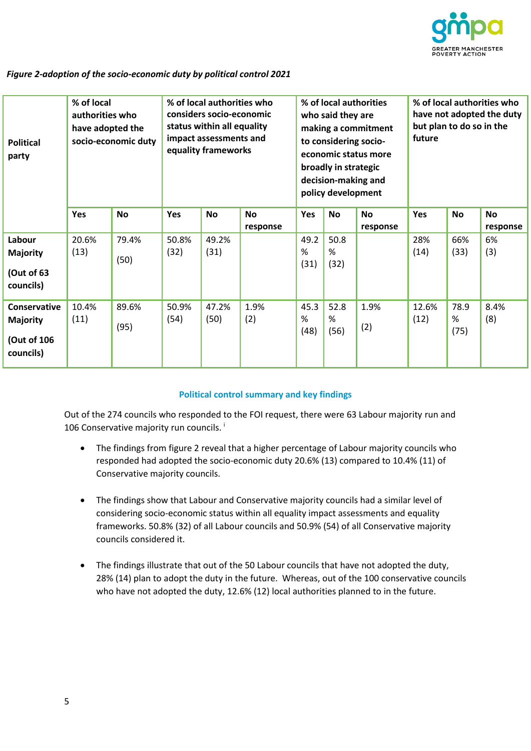*Figure 2-adoption of the socio-economic duty by political control 2021*

| Political party | % of local authorities who have adopted the socio-economic duty | | % of local authorities who considers socio-economic status within all equality impact assessments and equality frameworks | | | % of local authorities who said they are making a commitment to considering socio-economic status more broadly in strategic decision-making and policy development | | | % of local authorities who have not adopted the duty but plan to do so in the future | | |
|---|---|---|---|---|---|---|---|---|---|---|---|
| | Yes | No | Yes | No | No response | Yes | No | No response | Yes | No | No response |
| **Labour Majority (Out of 63 councils)** | 20.6% (13) | 79.4% (50) | 50.8% (32) | 49.2% (31) | | 49.2% (31) | 50.8% (32) | | 28% (14) | 66% (33) | 6% (3) |
| **Conservative Majority (Out of 106 councils)** | 10.4% (11) | 89.6% (95) | 50.9% (54) | 47.2% (50) | 1.9% (2) | 45.3% (48) | 52.8% (56) | 1.9% (2) | 12.6% (12) | 78.9% (75) | 8.4% (8) |

## Political control summary and key findings

Out of the 274 councils who responded to the FOI request, there were 63 Labour majority run and 106 Conservative majority run councils. [i]

- The findings from figure 2 reveal that a higher percentage of Labour majority councils who responded had adopted the socio-economic duty 20.6% (13) compared to 10.4% (11) of Conservative majority councils.

- The findings show that Labour and Conservative majority councils had a similar level of considering socio-economic status within all equality impact assessments and equality frameworks. 50.8% (32) of all Labour councils and 50.9% (54) of all Conservative majority councils considered it.

- The findings illustrate that out of the 50 Labour councils that have not adopted the duty, 28% (14) plan to adopt the duty in the future. Whereas, out of the 100 conservative councils who have not adopted the duty, 12.6% (12) local authorities planned to in the future.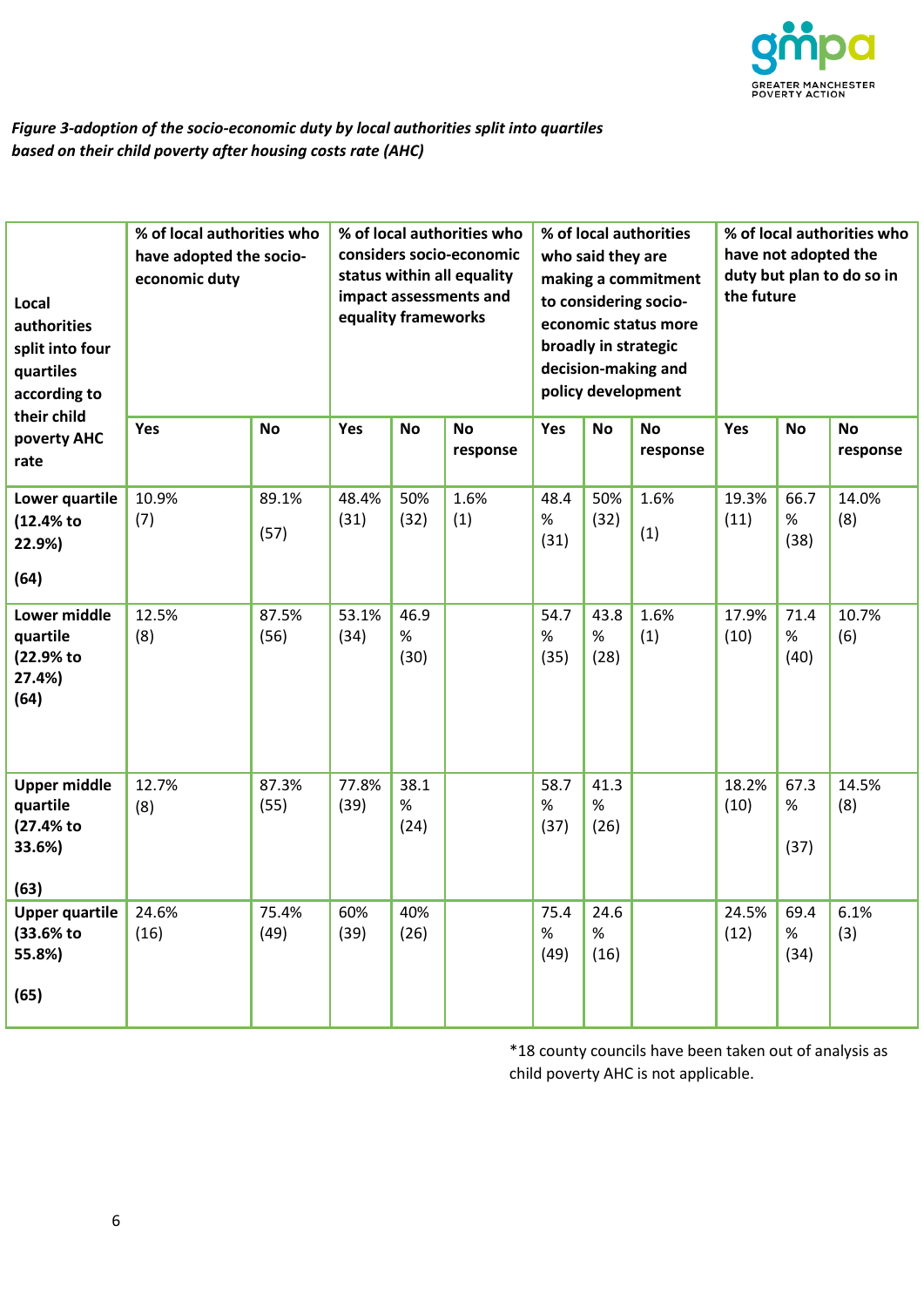*Figure 3-adoption of the socio-economic duty by local authorities split into quartiles based on their child poverty after housing costs rate (AHC)*

| Local authorities split into four quartiles according to their child poverty AHC rate | % of local authorities who have adopted the socio-economic duty | | % of local authorities who considers socio-economic status within all equality impact assessments and equality frameworks | | | % of local authorities who said they are making a commitment to considering socio-economic status more broadly in strategic decision-making and policy development | | | % of local authorities who have not adopted the duty but plan to do so in the future | | |
|---|---|---|---|---|---|---|---|---|---|---|---|
| | **Yes** | **No** | **Yes** | **No** | **No response** | **Yes** | **No** | **No response** | **Yes** | **No** | **No response** |
| **Lower quartile (12.4% to 22.9%) (64)** | 10.9% (7) | 89.1% (57) | 48.4% (31) | 50% (32) | 1.6% (1) | 48.4% (31) | 50% (32) | 1.6% (1) | 19.3% (11) | 66.7% (38) | 14.0% (8) |
| **Lower middle quartile (22.9% to 27.4%) (64)** | 12.5% (8) | 87.5% (56) | 53.1% (34) | 46.9% (30) | | 54.7% (35) | 43.8% (28) | 1.6% (1) | 17.9% (10) | 71.4% (40) | 10.7% (6) |
| **Upper middle quartile (27.4% to 33.6%) (63)** | 12.7% (8) | 87.3% (55) | 77.8% (39) | 38.1% (24) | | 58.7% (37) | 41.3% (26) | | 18.2% (10) | 67.3% (37) | 14.5% (8) |
| **Upper quartile (33.6% to 55.8%) (65)** | 24.6% (16) | 75.4% (49) | 60% (39) | 40% (26) | | 75.4% (49) | 24.6% (16) | | 24.5% (12) | 69.4% (34) | 6.1% (3) |

*18 county councils have been taken out of analysis as child poverty AHC is not applicable.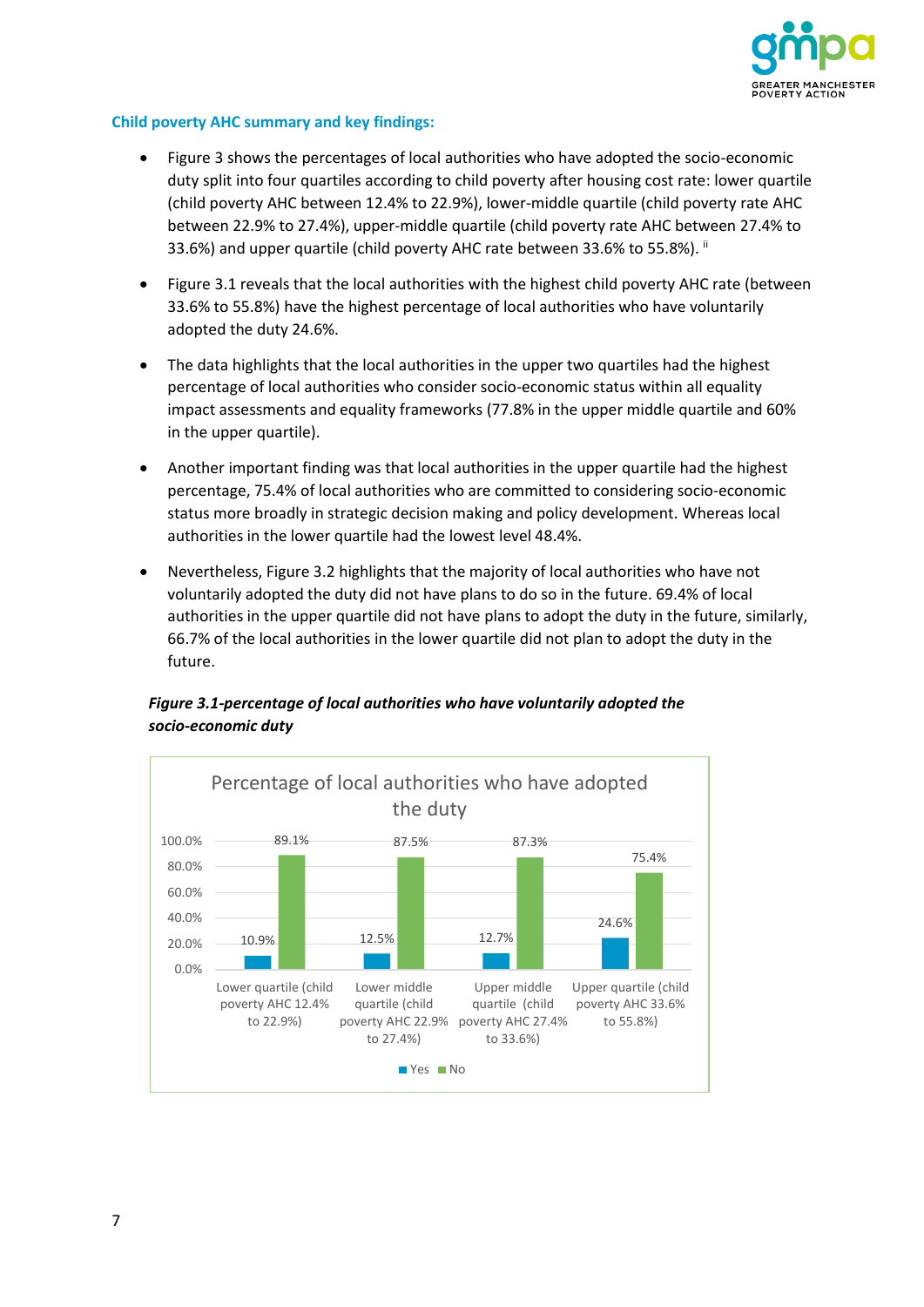### Child poverty AHC summary and key findings:

- Figure 3 shows the percentages of local authorities who have adopted the socio-economic duty split into four quartiles according to child poverty after housing cost rate: lower quartile (child poverty AHC between 12.4% to 22.9%), lower-middle quartile (child poverty rate AHC between 22.9% to 27.4%), upper-middle quartile (child poverty AHC between 27.4% to 33.6%) and upper quartile (child poverty AHC rate between 33.6% to 55.8%). [ii]
- Figure 3.1 reveals that the local authorities with the highest child poverty AHC rate (between 33.6% to 55.8%) have the highest percentage of local authorities who have voluntarily adopted the duty 24.6%.
- The data highlights that the local authorities in the upper two quartiles had the highest percentage of local authorities who consider socio-economic status within all equality impact assessments and equality frameworks (77.8% in the upper middle quartile and 60% in the upper quartile).
- Another important finding was that local authorities in the upper quartile had the highest percentage, 75.4% of local authorities who are committed to considering socio-economic status more broadly in strategic decision making and policy development. Whereas local authorities in the lower quartile had the lowest level 48.4%.
- Nevertheless, Figure 3.2 highlights that the majority of local authorities who have not voluntarily adopted the duty did not have plans to do so in the future. 69.4% of local authorities in the upper quartile did not have plans to adopt the duty in the future, similarly, 66.7% of the local authorities in the lower quartile did not plan to adopt the duty in the future.

***Figure 3.1-percentage of local authorities who have voluntarily adopted the socio-economic duty***

Percentage of local authorities who have adopted the duty

| | Yes | No |
|---|---|---|
| Lower quartile (child poverty AHC 12.4% to 22.9%) | 10.9% | 89.1% |
| Lower middle quartile (child poverty AHC 22.9% to 27.4%) | 12.5% | 87.5% |
| Upper middle quartile (child poverty AHC 27.4% to 33.6%) | 12.7% | 87.3% |
| Upper quartile (child poverty AHC 33.6% to 55.8%) | 24.6% | 75.4% |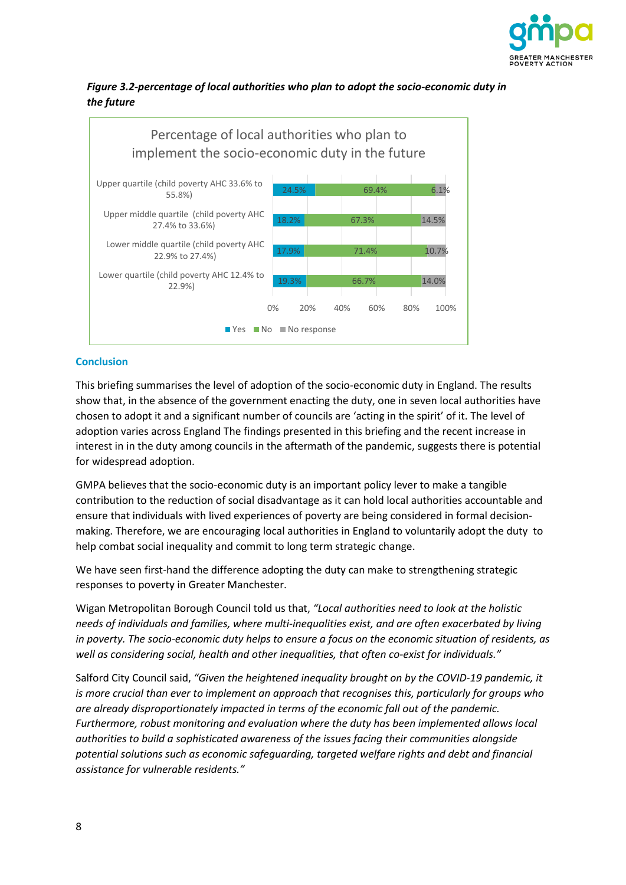***Figure 3.2-percentage of local authorities who plan to adopt the socio-economic duty in the future***

Percentage of local authorities who plan to implement the socio-economic duty in the future

| | Yes | No | No response |
|---|---|---|---|
| Upper quartile (child poverty AHC 33.6% to 55.8%) | 24.5% | 69.4% | 6.1% |
| Upper middle quartile (child poverty AHC 27.4% to 33.6%) | 18.2% | 67.3% | 14.5% |
| Lower middle quartile (child poverty AHC 22.9% to 27.4%) | 17.9% | 71.4% | 10.7% |
| Lower quartile (child poverty AHC 12.4% to 22.9%) | 19.3% | 66.7% | 14.0% |

## Conclusion

This briefing summarises the level of adoption of the socio-economic duty in England. The results show that, in the absence of the government enacting the duty, one in seven local authorities have chosen to adopt it and a significant number of councils are 'acting in the spirit' of it. The level of adoption varies across England The findings presented in this briefing and the recent increase in interest in in the duty among councils in the aftermath of the pandemic, suggests there is potential for widespread adoption.

GMPA believes that the socio-economic duty is an important policy lever to make a tangible contribution to the reduction of social disadvantage as it can hold local authorities accountable and ensure that individuals with lived experiences of poverty are being considered in formal decision-making. Therefore, we are encouraging local authorities in England to voluntarily adopt the duty to help combat social inequality and commit to long term strategic change.

We have seen first-hand the difference adopting the duty can make to strengthening strategic responses to poverty in Greater Manchester.

Wigan Metropolitan Borough Council told us that, *"Local authorities need to look at the holistic needs of individuals and families, where multi-inequalities exist, and are often exacerbated by living in poverty. The socio-economic duty helps to ensure a focus on the economic situation of residents, as well as considering social, health and other inequalities, that often co-exist for individuals."*

Salford City Council said, *"Given the heightened inequality brought on by the COVID-19 pandemic, it is more crucial than ever to implement an approach that recognises this, particularly for groups who are already disproportionately impacted in terms of the economic fall out of the pandemic. Furthermore, robust monitoring and evaluation where the duty has been implemented allows local authorities to build a sophisticated awareness of the issues facing their communities alongside potential solutions such as economic safeguarding, targeted welfare rights and debt and financial assistance for vulnerable residents."*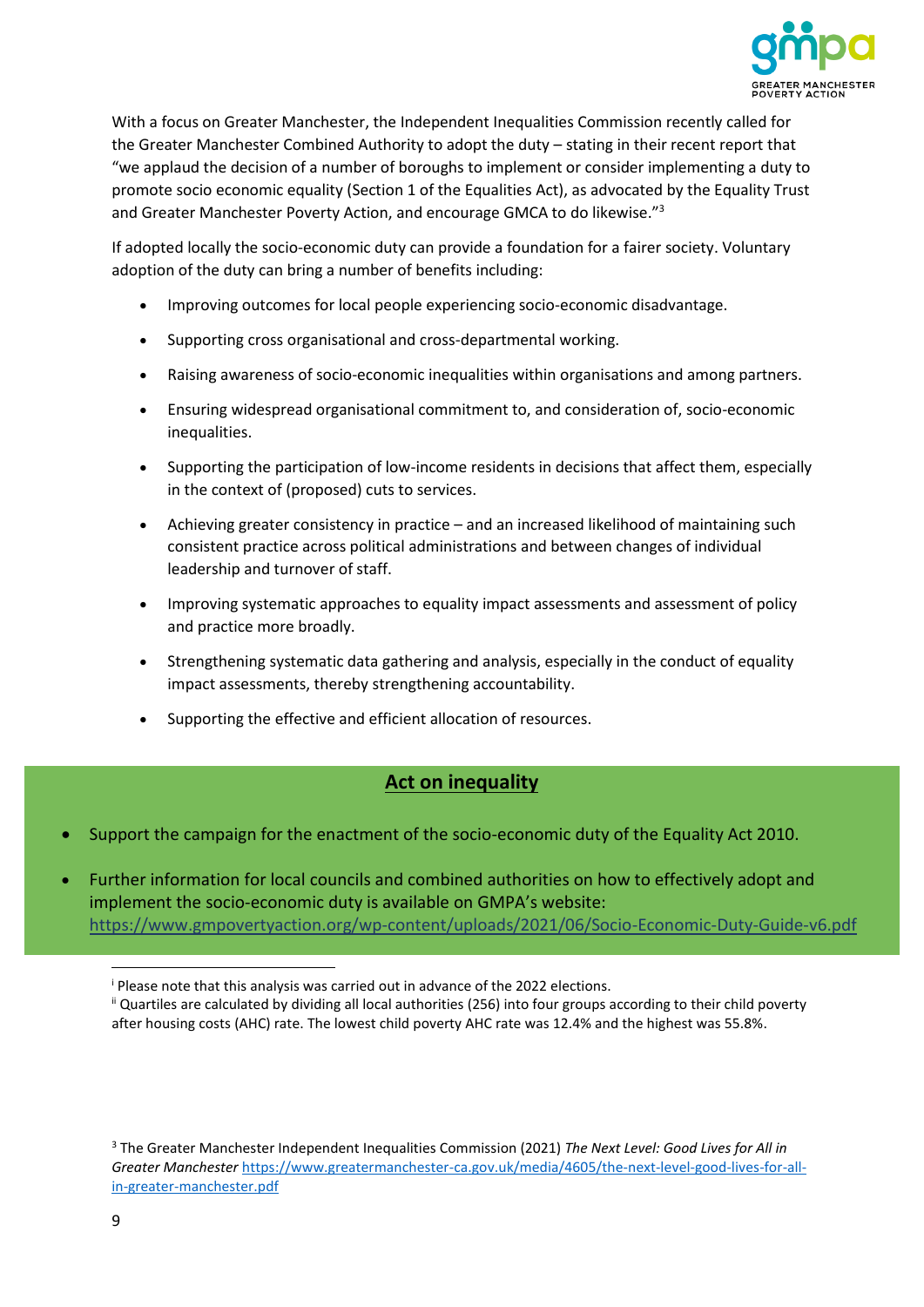With a focus on Greater Manchester, the Independent Inequalities Commission recently called for the Greater Manchester Combined Authority to adopt the duty – stating in their recent report that "we applaud the decision of a number of boroughs to implement or consider implementing a duty to promote socio economic equality (Section 1 of the Equalities Act), as advocated by the Equality Trust and Greater Manchester Poverty Action, and encourage GMCA to do likewise."[3]

If adopted locally the socio-economic duty can provide a foundation for a fairer society. Voluntary adoption of the duty can bring a number of benefits including:

- Improving outcomes for local people experiencing socio-economic disadvantage.
- Supporting cross organisational and cross-departmental working.
- Raising awareness of socio-economic inequalities within organisations and among partners.
- Ensuring widespread organisational commitment to, and consideration of, socio-economic inequalities.
- Supporting the participation of low-income residents in decisions that affect them, especially in the context of (proposed) cuts to services.
- Achieving greater consistency in practice – and an increased likelihood of maintaining such consistent practice across political administrations and between changes of individual leadership and turnover of staff.
- Improving systematic approaches to equality impact assessments and assessment of policy and practice more broadly.
- Strengthening systematic data gathering and analysis, especially in the conduct of equality impact assessments, thereby strengthening accountability.
- Supporting the effective and efficient allocation of resources.

## Act on inequality

- Support the campaign for the enactment of the socio-economic duty of the Equality Act 2010.
- Further information for local councils and combined authorities on how to effectively adopt and implement the socio-economic duty is available on GMPA's website: https://www.gmpovertyaction.org/wp-content/uploads/2021/06/Socio-Economic-Duty-Guide-v6.pdf

[i] Please note that this analysis was carried out in advance of the 2022 elections.
[ii] Quartiles are calculated by dividing all local authorities (256) into four groups according to their child poverty after housing costs (AHC) rate. The lowest child poverty AHC rate was 12.4% and the highest was 55.8%.

[3] The Greater Manchester Independent Inequalities Commission (2021) *The Next Level: Good Lives for All in Greater Manchester* https://www.greatermanchester-ca.gov.uk/media/4605/the-next-level-good-lives-for-all-in-greater-manchester.pdf